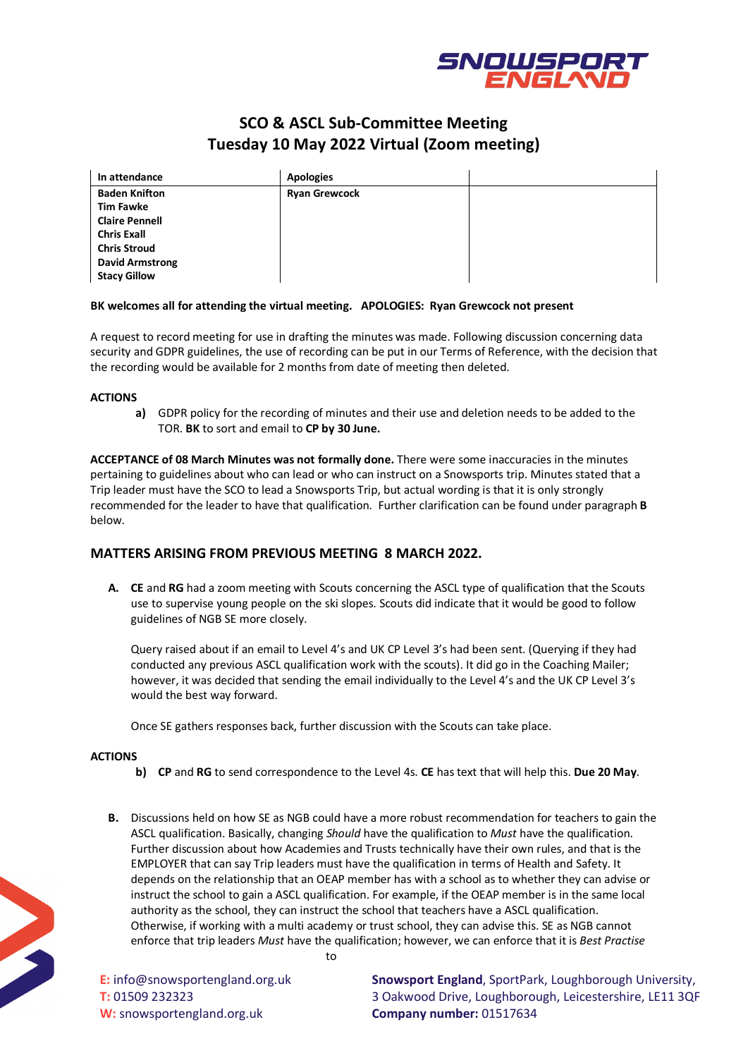# SCO & ASCL Sub-Committee Meeting
# Tuesday 10 May 2022 Virtual (Zoom meeting)

| In attendance | Apologies | |
|---|---|---|
| **Baden Knifton**<br>**Tim Fawke**<br>**Claire Pennell**<br>**Chris Exall**<br>**Chris Stroud**<br>**David Armstrong**<br>**Stacy Gillow** | **Ryan Grewcock** | |

**BK welcomes all for attending the virtual meeting. APOLOGIES: Ryan Grewcock not present**

A request to record meeting for use in drafting the minutes was made. Following discussion concerning data security and GDPR guidelines, the use of recording can be put in our Terms of Reference, with the decision that the recording would be available for 2 months from date of meeting then deleted.

**ACTIONS**

- **a)** GDPR policy for the recording of minutes and their use and deletion needs to be added to the TOR. **BK** to sort and email to **CP by 30 June.**

**ACCEPTANCE of 08 March Minutes was not formally done.** There were some inaccuracies in the minutes pertaining to guidelines about who can lead or who can instruct on a Snowsports trip. Minutes stated that a Trip leader must have the SCO to lead a Snowsports Trip, but actual wording is that it is only strongly recommended for the leader to have that qualification. Further clarification can be found under paragraph **B** below.

## MATTERS ARISING FROM PREVIOUS MEETING 8 MARCH 2022.

**A.** **CE** and **RG** had a zoom meeting with Scouts concerning the ASCL type of qualification that the Scouts use to supervise young people on the ski slopes. Scouts did indicate that it would be good to follow guidelines of NGB SE more closely.

Query raised about if an email to Level 4's and UK CP Level 3's had been sent. (Querying if they had conducted any previous ASCL qualification work with the scouts). It did go in the Coaching Mailer; however, it was decided that sending the email individually to the Level 4's and the UK CP Level 3's would the best way forward.

Once SE gathers responses back, further discussion with the Scouts can take place.

**ACTIONS**

- **b)** **CP** and **RG** to send correspondence to the Level 4s. **CE** has text that will help this. **Due 20 May**.

**B.** Discussions held on how SE as NGB could have a more robust recommendation for teachers to gain the ASCL qualification. Basically, changing *Should* have the qualification to *Must* have the qualification. Further discussion about how Academies and Trusts technically have their own rules, and that is the EMPLOYER that can say Trip leaders must have the qualification in terms of Health and Safety. It depends on the relationship that an OEAP member has with a school as to whether they can advise or instruct the school to gain a ASCL qualification. For example, if the OEAP member is in the same local authority as the school, they can instruct the school that teachers have a ASCL qualification. Otherwise, if working with a multi academy or trust school, they can advise this. SE as NGB cannot enforce that trip leaders *Must* have the qualification; however, we can enforce that it is *Best Practise* to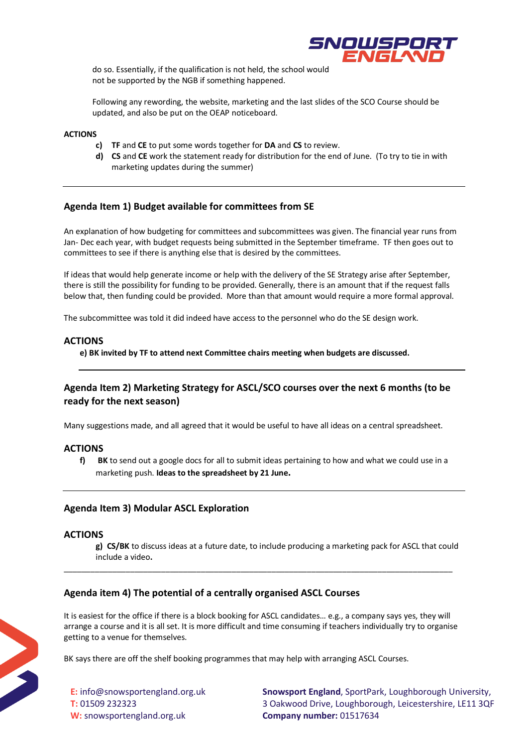do so. Essentially, if the qualification is not held, the school would not be supported by the NGB if something happened.

Following any rewording, the website, marketing and the last slides of the SCO Course should be updated, and also be put on the OEAP noticeboard.

**ACTIONS**

- **c)** **TF** and **CE** to put some words together for **DA** and **CS** to review.
- **d)** **CS** and **CE** work the statement ready for distribution for the end of June. (To try to tie in with marketing updates during the summer)

---

## Agenda Item 1) Budget available for committees from SE

An explanation of how budgeting for committees and subcommittees was given. The financial year runs from Jan- Dec each year, with budget requests being submitted in the September timeframe. TF then goes out to committees to see if there is anything else that is desired by the committees.

If ideas that would help generate income or help with the delivery of the SE Strategy arise after September, there is still the possibility for funding to be provided. Generally, there is an amount that if the request falls below that, then funding could be provided. More than that amount would require a more formal approval.

The subcommittee was told it did indeed have access to the personnel who do the SE design work.

### ACTIONS

**e) BK invited by TF to attend next Committee chairs meeting when budgets are discussed.**

---

## Agenda Item 2) Marketing Strategy for ASCL/SCO courses over the next 6 months (to be ready for the next season)

Many suggestions made, and all agreed that it would be useful to have all ideas on a central spreadsheet.

### ACTIONS

**f)** **BK** to send out a google docs for all to submit ideas pertaining to how and what we could use in a marketing push. **Ideas to the spreadsheet by 21 June.**

---

## Agenda Item 3) Modular ASCL Exploration

### ACTIONS

**g) CS/BK** to discuss ideas at a future date, to include producing a marketing pack for ASCL that could include a video**.**

---

## Agenda item 4) The potential of a centrally organised ASCL Courses

It is easiest for the office if there is a block booking for ASCL candidates… e.g., a company says yes, they will arrange a course and it is all set. It is more difficult and time consuming if teachers individually try to organise getting to a venue for themselves.

BK says there are off the shelf booking programmes that may help with arranging ASCL Courses.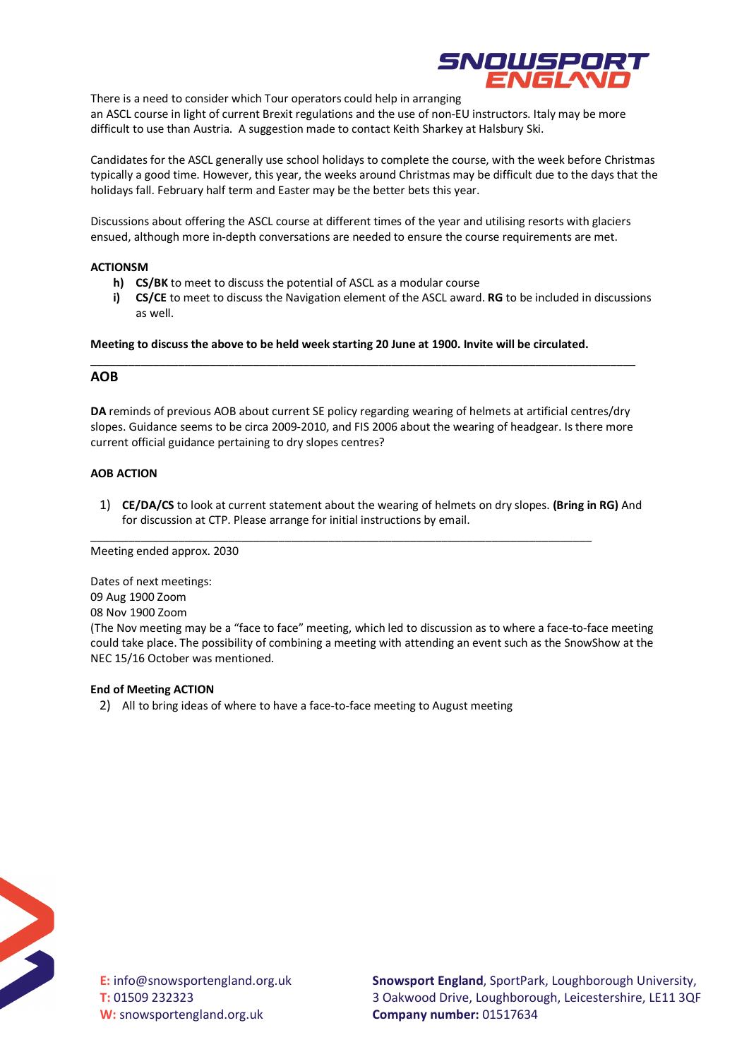There is a need to consider which Tour operators could help in arranging an ASCL course in light of current Brexit regulations and the use of non-EU instructors. Italy may be more difficult to use than Austria. A suggestion made to contact Keith Sharkey at Halsbury Ski.

Candidates for the ASCL generally use school holidays to complete the course, with the week before Christmas typically a good time. However, this year, the weeks around Christmas may be difficult due to the days that the holidays fall. February half term and Easter may be the better bets this year.

Discussions about offering the ASCL course at different times of the year and utilising resorts with glaciers ensued, although more in-depth conversations are needed to ensure the course requirements are met.

**ACTIONSM**

- **h)** **CS/BK** to meet to discuss the potential of ASCL as a modular course
- **i)** **CS/CE** to meet to discuss the Navigation element of the ASCL award. **RG** to be included in discussions as well.

**Meeting to discuss the above to be held week starting 20 June at 1900. Invite will be circulated.**

---

## AOB

**DA** reminds of previous AOB about current SE policy regarding wearing of helmets at artificial centres/dry slopes. Guidance seems to be circa 2009-2010, and FIS 2006 about the wearing of headgear. Is there more current official guidance pertaining to dry slopes centres?

**AOB ACTION**

1) **CE/DA/CS** to look at current statement about the wearing of helmets on dry slopes. **(Bring in RG)** And for discussion at CTP. Please arrange for initial instructions by email.

---

Meeting ended approx. 2030

Dates of next meetings:
09 Aug 1900 Zoom
08 Nov 1900 Zoom
(The Nov meeting may be a "face to face" meeting, which led to discussion as to where a face-to-face meeting could take place. The possibility of combining a meeting with attending an event such as the SnowShow at the NEC 15/16 October was mentioned.

**End of Meeting ACTION**

2) All to bring ideas of where to have a face-to-face meeting to August meeting

**E:** info@snowsportengland.org.uk
**T:** 01509 232323
**W:** snowsportengland.org.uk

**Snowsport England**, SportPark, Loughborough University, 3 Oakwood Drive, Loughborough, Leicestershire, LE11 3QF
**Company number:** 01517634